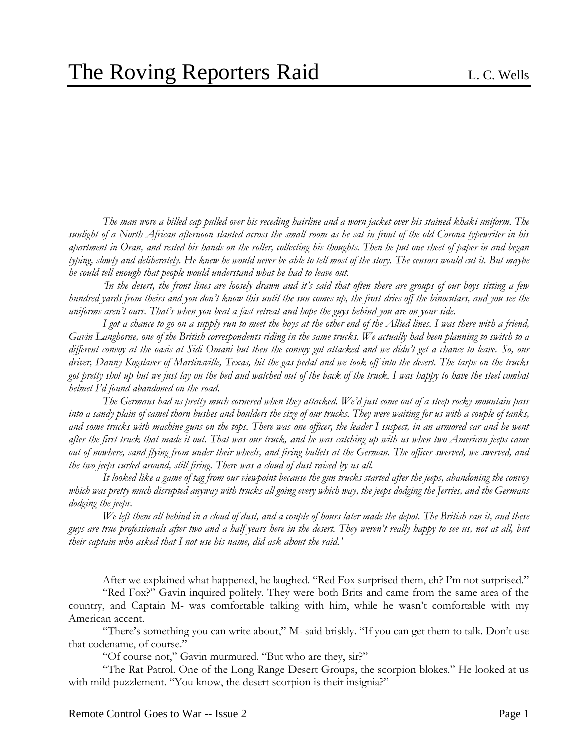# The Roving Reporters Raid

L. C. Wells

*The man wore a billed cap pulled over his receding hairline and a worn jacket over his stained khaki uniform. The sunlight of a North African afternoon slanted across the small room as he sat in front of the old Corona typewriter in his apartment in Oran, and rested his hands on the roller, collecting his thoughts. Then he put one sheet of paper in and began typing, slowly and deliberately. He knew he would never be able to tell most of the story. The censors would cut it. But maybe he could tell enough that people would understand what he had to leave out.*

*'In the desert, the front lines are loosely drawn and it's said that often there are groups of our boys sitting a few hundred yards from theirs and you don't know this until the sun comes up, the frost dries off the binoculars, and you see the uniforms aren't ours. That's when you beat a fast retreat and hope the guys behind you are on your side.*

*I got a chance to go on a supply run to meet the boys at the other end of the Allied lines. I was there with a friend, Gavin Langhorne, one of the British correspondents riding in the same trucks. We actually had been planning to switch to a different convoy at the oasis at Sidi Omani but then the convoy got attacked and we didn't get a chance to leave. So, our driver, Danny Kogslaver of Martinsville, Texas, hit the gas pedal and we took off into the desert. The tarps on the trucks got pretty shot up but we just lay on the bed and watched out of the back of the truck. I was happy to have the steel combat helmet I'd found abandoned on the road.*

*The Germans had us pretty much cornered when they attacked. We'd just come out of a steep rocky mountain pass into a sandy plain of camel thorn bushes and boulders the size of our trucks. They were waiting for us with a couple of tanks, and some trucks with machine guns on the tops. There was one officer, the leader I suspect, in an armored car and he went after the first truck that made it out. That was our truck, and he was catching up with us when two American jeeps came out of nowhere, sand flying from under their wheels, and firing bullets at the German. The officer swerved, we swerved, and the two jeeps curled around, still firing. There was a cloud of dust raised by us all.*

*It looked like a game of tag from our viewpoint because the gun trucks started after the jeeps, abandoning the convoy which was pretty much disrupted anyway with trucks all going every which way, the jeeps dodging the Jerries, and the Germans dodging the jeeps.*

*We left them all behind in a cloud of dust, and a couple of hours later made the depot. The British ran it, and these guys are true professionals after two and a half years here in the desert. They weren't really happy to see us, not at all, but their captain who asked that I not use his name, did ask about the raid.'*

After we explained what happened, he laughed. "Red Fox surprised them, eh? I'm not surprised."

"Red Fox?" Gavin inquired politely. They were both Brits and came from the same area of the country, and Captain M- was comfortable talking with him, while he wasn't comfortable with my American accent.

"There's something you can write about," M- said briskly. "If you can get them to talk. Don't use that codename, of course."

"Of course not," Gavin murmured. "But who are they, sir?"

"The Rat Patrol. One of the Long Range Desert Groups, the scorpion blokes." He looked at us with mild puzzlement. "You know, the desert scorpion is their insignia?"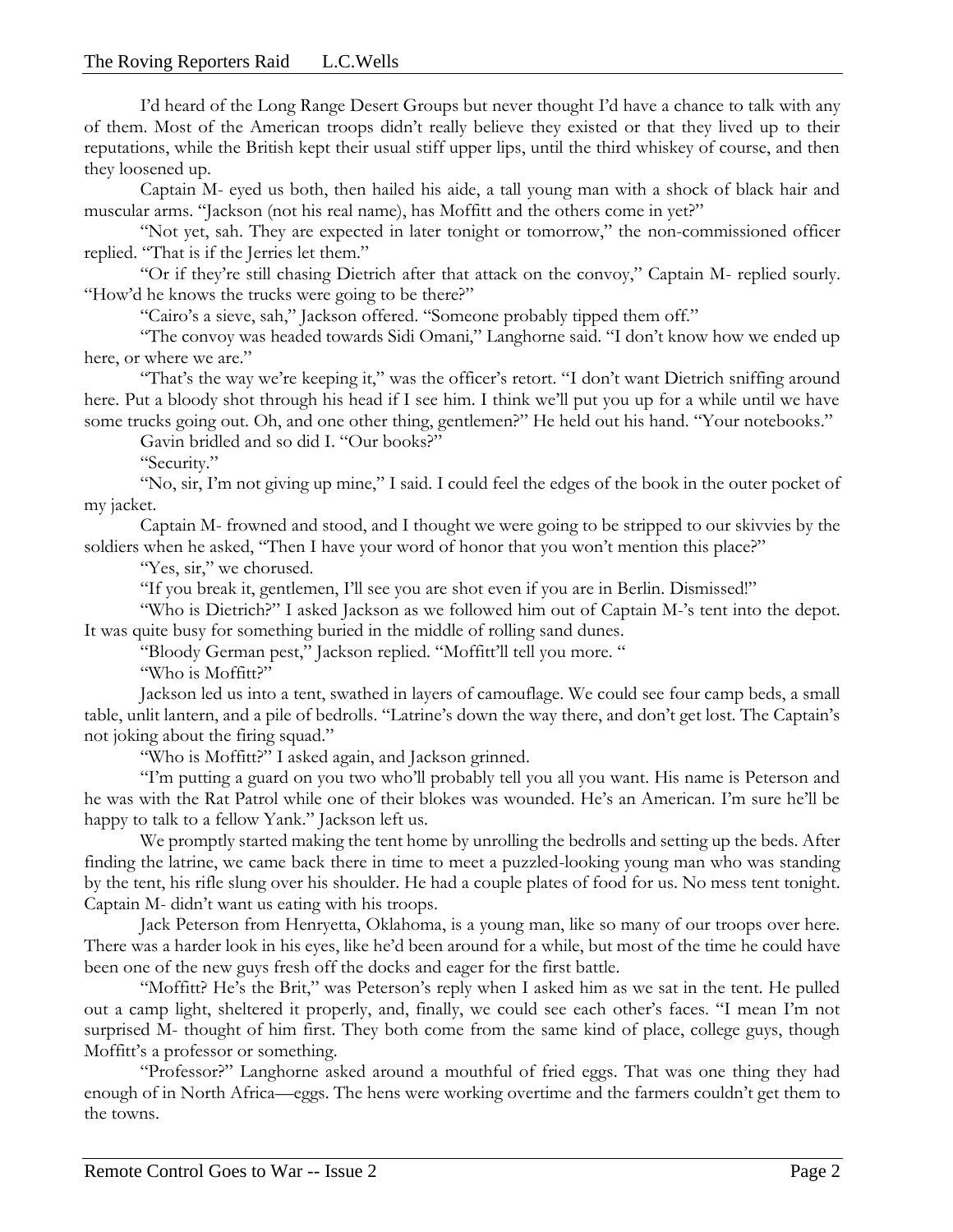I'd heard of the Long Range Desert Groups but never thought I'd have a chance to talk with any of them. Most of the American troops didn't really believe they existed or that they lived up to their reputations, while the British kept their usual stiff upper lips, until the third whiskey of course, and then they loosened up.

Captain M- eyed us both, then hailed his aide, a tall young man with a shock of black hair and muscular arms. "Jackson (not his real name), has Moffitt and the others come in yet?"

"Not yet, sah. They are expected in later tonight or tomorrow," the non-commissioned officer replied. "That is if the Jerries let them."

"Or if they're still chasing Dietrich after that attack on the convoy," Captain M- replied sourly. "How'd he knows the trucks were going to be there?"

"Cairo's a sieve, sah," Jackson offered. "Someone probably tipped them off."

"The convoy was headed towards Sidi Omani," Langhorne said. "I don't know how we ended up here, or where we are."

"That's the way we're keeping it," was the officer's retort. "I don't want Dietrich sniffing around here. Put a bloody shot through his head if I see him. I think we'll put you up for a while until we have some trucks going out. Oh, and one other thing, gentlemen?" He held out his hand. "Your notebooks."

Gavin bridled and so did I. "Our books?"

"Security."

"No, sir, I'm not giving up mine," I said. I could feel the edges of the book in the outer pocket of my jacket.

Captain M- frowned and stood, and I thought we were going to be stripped to our skivvies by the soldiers when he asked, "Then I have your word of honor that you won't mention this place?"

"Yes, sir," we chorused.

"If you break it, gentlemen, I'll see you are shot even if you are in Berlin. Dismissed!"

"Who is Dietrich?" I asked Jackson as we followed him out of Captain M-'s tent into the depot. It was quite busy for something buried in the middle of rolling sand dunes.

"Bloody German pest," Jackson replied. "Moffitt'll tell you more. "

"Who is Moffitt?"

Jackson led us into a tent, swathed in layers of camouflage. We could see four camp beds, a small table, unlit lantern, and a pile of bedrolls. "Latrine's down the way there, and don't get lost. The Captain's not joking about the firing squad."

"Who is Moffitt?" I asked again, and Jackson grinned.

"I'm putting a guard on you two who'll probably tell you all you want. His name is Peterson and he was with the Rat Patrol while one of their blokes was wounded. He's an American. I'm sure he'll be happy to talk to a fellow Yank." Jackson left us.

We promptly started making the tent home by unrolling the bedrolls and setting up the beds. After finding the latrine, we came back there in time to meet a puzzled-looking young man who was standing by the tent, his rifle slung over his shoulder. He had a couple plates of food for us. No mess tent tonight. Captain M- didn't want us eating with his troops.

Jack Peterson from Henryetta, Oklahoma, is a young man, like so many of our troops over here. There was a harder look in his eyes, like he'd been around for a while, but most of the time he could have been one of the new guys fresh off the docks and eager for the first battle.

"Moffitt? He's the Brit," was Peterson's reply when I asked him as we sat in the tent. He pulled out a camp light, sheltered it properly, and, finally, we could see each other's faces. "I mean I'm not surprised M- thought of him first. They both come from the same kind of place, college guys, though Moffitt's a professor or something.

"Professor?" Langhorne asked around a mouthful of fried eggs. That was one thing they had enough of in North Africa—eggs. The hens were working overtime and the farmers couldn't get them to the towns.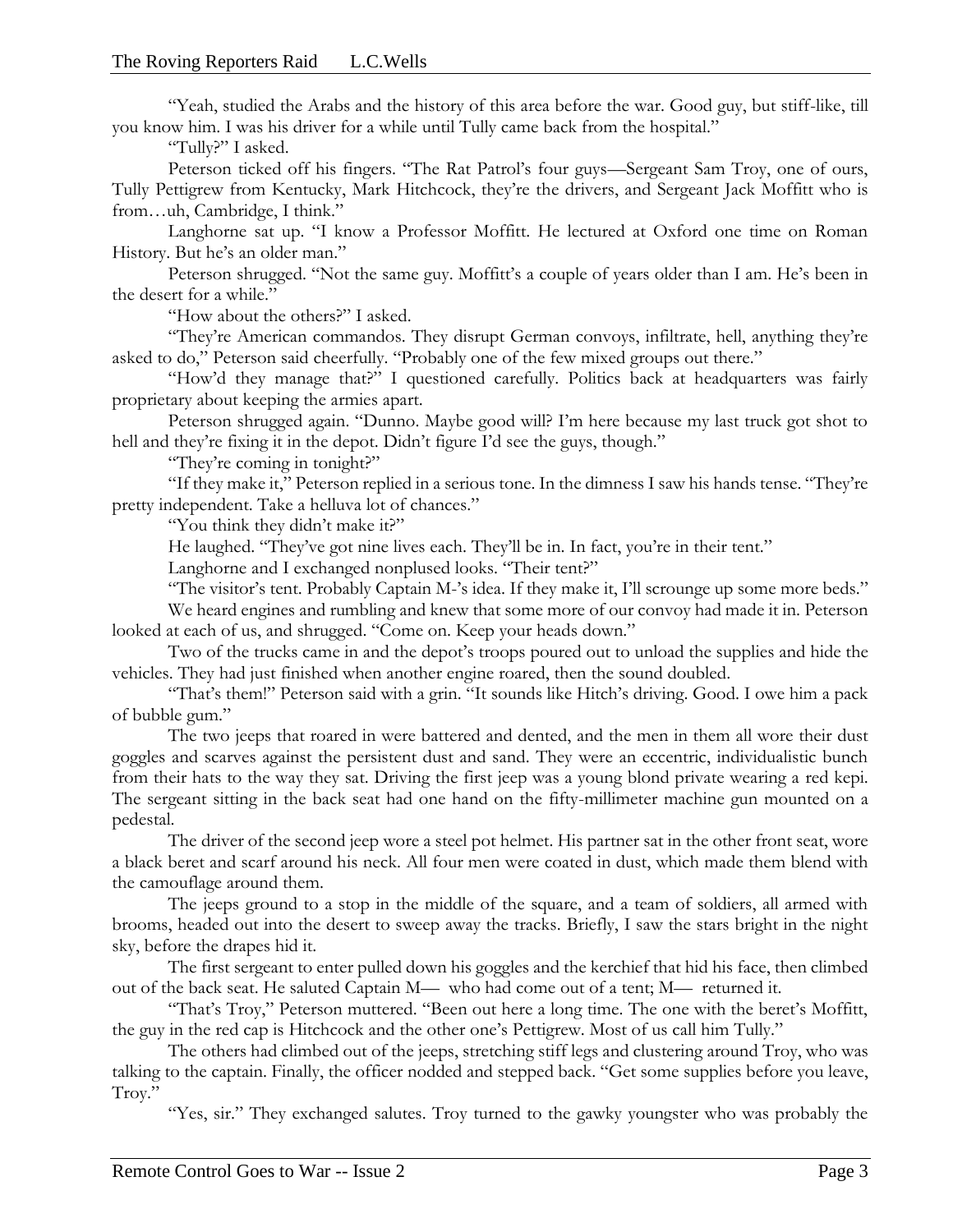"Yeah, studied the Arabs and the history of this area before the war. Good guy, but stiff-like, till you know him. I was his driver for a while until Tully came back from the hospital."

"Tully?" I asked.

Peterson ticked off his fingers. "The Rat Patrol's four guys—Sergeant Sam Troy, one of ours, Tully Pettigrew from Kentucky, Mark Hitchcock, they're the drivers, and Sergeant Jack Moffitt who is from…uh, Cambridge, I think."

Langhorne sat up. "I know a Professor Moffitt. He lectured at Oxford one time on Roman History. But he's an older man."

Peterson shrugged. "Not the same guy. Moffitt's a couple of years older than I am. He's been in the desert for a while."

"How about the others?" I asked.

"They're American commandos. They disrupt German convoys, infiltrate, hell, anything they're asked to do," Peterson said cheerfully. "Probably one of the few mixed groups out there."

"How'd they manage that?" I questioned carefully. Politics back at headquarters was fairly proprietary about keeping the armies apart.

Peterson shrugged again. "Dunno. Maybe good will? I'm here because my last truck got shot to hell and they're fixing it in the depot. Didn't figure I'd see the guys, though."

"They're coming in tonight?"

"If they make it," Peterson replied in a serious tone. In the dimness I saw his hands tense. "They're pretty independent. Take a helluva lot of chances."

"You think they didn't make it?"

He laughed. "They've got nine lives each. They'll be in. In fact, you're in their tent."

Langhorne and I exchanged nonplused looks. "Their tent?"

"The visitor's tent. Probably Captain M-'s idea. If they make it, I'll scrounge up some more beds."

We heard engines and rumbling and knew that some more of our convoy had made it in. Peterson looked at each of us, and shrugged. "Come on. Keep your heads down."

Two of the trucks came in and the depot's troops poured out to unload the supplies and hide the vehicles. They had just finished when another engine roared, then the sound doubled.

"That's them!" Peterson said with a grin. "It sounds like Hitch's driving. Good. I owe him a pack of bubble gum."

The two jeeps that roared in were battered and dented, and the men in them all wore their dust goggles and scarves against the persistent dust and sand. They were an eccentric, individualistic bunch from their hats to the way they sat. Driving the first jeep was a young blond private wearing a red kepi. The sergeant sitting in the back seat had one hand on the fifty-millimeter machine gun mounted on a pedestal.

The driver of the second jeep wore a steel pot helmet. His partner sat in the other front seat, wore a black beret and scarf around his neck. All four men were coated in dust, which made them blend with the camouflage around them.

The jeeps ground to a stop in the middle of the square, and a team of soldiers, all armed with brooms, headed out into the desert to sweep away the tracks. Briefly, I saw the stars bright in the night sky, before the drapes hid it.

The first sergeant to enter pulled down his goggles and the kerchief that hid his face, then climbed out of the back seat. He saluted Captain M— who had come out of a tent; M— returned it.

"That's Troy," Peterson muttered. "Been out here a long time. The one with the beret's Moffitt, the guy in the red cap is Hitchcock and the other one's Pettigrew. Most of us call him Tully."

The others had climbed out of the jeeps, stretching stiff legs and clustering around Troy, who was talking to the captain. Finally, the officer nodded and stepped back. "Get some supplies before you leave, Troy."

"Yes, sir." They exchanged salutes. Troy turned to the gawky youngster who was probably the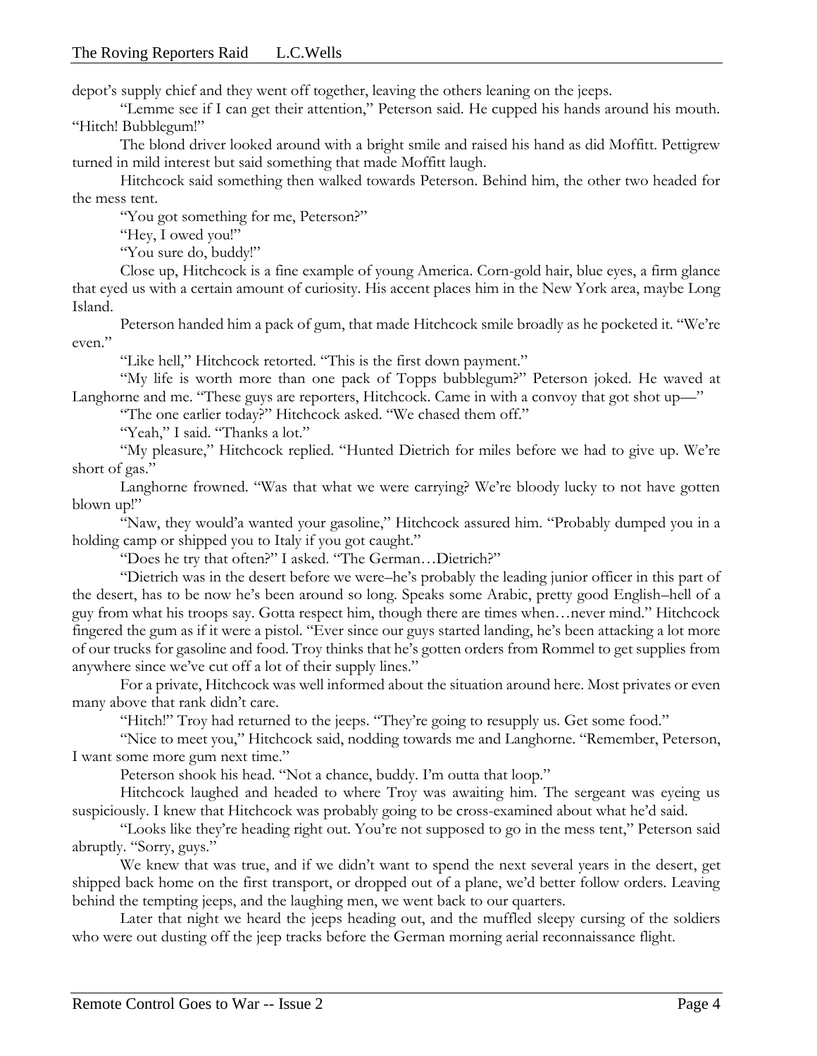depot's supply chief and they went off together, leaving the others leaning on the jeeps.

"Lemme see if I can get their attention," Peterson said. He cupped his hands around his mouth. "Hitch! Bubblegum!"

The blond driver looked around with a bright smile and raised his hand as did Moffitt. Pettigrew turned in mild interest but said something that made Moffitt laugh.

Hitchcock said something then walked towards Peterson. Behind him, the other two headed for the mess tent.

"You got something for me, Peterson?"

"Hey, I owed you!"

"You sure do, buddy!"

Close up, Hitchcock is a fine example of young America. Corn-gold hair, blue eyes, a firm glance that eyed us with a certain amount of curiosity. His accent places him in the New York area, maybe Long Island.

Peterson handed him a pack of gum, that made Hitchcock smile broadly as he pocketed it. "We're even."

"Like hell," Hitchcock retorted. "This is the first down payment."

"My life is worth more than one pack of Topps bubblegum?" Peterson joked. He waved at Langhorne and me. "These guys are reporters, Hitchcock. Came in with a convoy that got shot up—"

"The one earlier today?" Hitchcock asked. "We chased them off."

"Yeah," I said. "Thanks a lot."

"My pleasure," Hitchcock replied. "Hunted Dietrich for miles before we had to give up. We're short of gas."

Langhorne frowned. "Was that what we were carrying? We're bloody lucky to not have gotten blown up!"

"Naw, they would'a wanted your gasoline," Hitchcock assured him. "Probably dumped you in a holding camp or shipped you to Italy if you got caught."

"Does he try that often?" I asked. "The German…Dietrich?"

"Dietrich was in the desert before we were–he's probably the leading junior officer in this part of the desert, has to be now he's been around so long. Speaks some Arabic, pretty good English–hell of a guy from what his troops say. Gotta respect him, though there are times when…never mind." Hitchcock fingered the gum as if it were a pistol. "Ever since our guys started landing, he's been attacking a lot more of our trucks for gasoline and food. Troy thinks that he's gotten orders from Rommel to get supplies from anywhere since we've cut off a lot of their supply lines."

For a private, Hitchcock was well informed about the situation around here. Most privates or even many above that rank didn't care.

"Hitch!" Troy had returned to the jeeps. "They're going to resupply us. Get some food."

"Nice to meet you," Hitchcock said, nodding towards me and Langhorne. "Remember, Peterson, I want some more gum next time."

Peterson shook his head. "Not a chance, buddy. I'm outta that loop."

Hitchcock laughed and headed to where Troy was awaiting him. The sergeant was eyeing us suspiciously. I knew that Hitchcock was probably going to be cross-examined about what he'd said.

"Looks like they're heading right out. You're not supposed to go in the mess tent," Peterson said abruptly. "Sorry, guys."

We knew that was true, and if we didn't want to spend the next several years in the desert, get shipped back home on the first transport, or dropped out of a plane, we'd better follow orders. Leaving behind the tempting jeeps, and the laughing men, we went back to our quarters.

Later that night we heard the jeeps heading out, and the muffled sleepy cursing of the soldiers who were out dusting off the jeep tracks before the German morning aerial reconnaissance flight.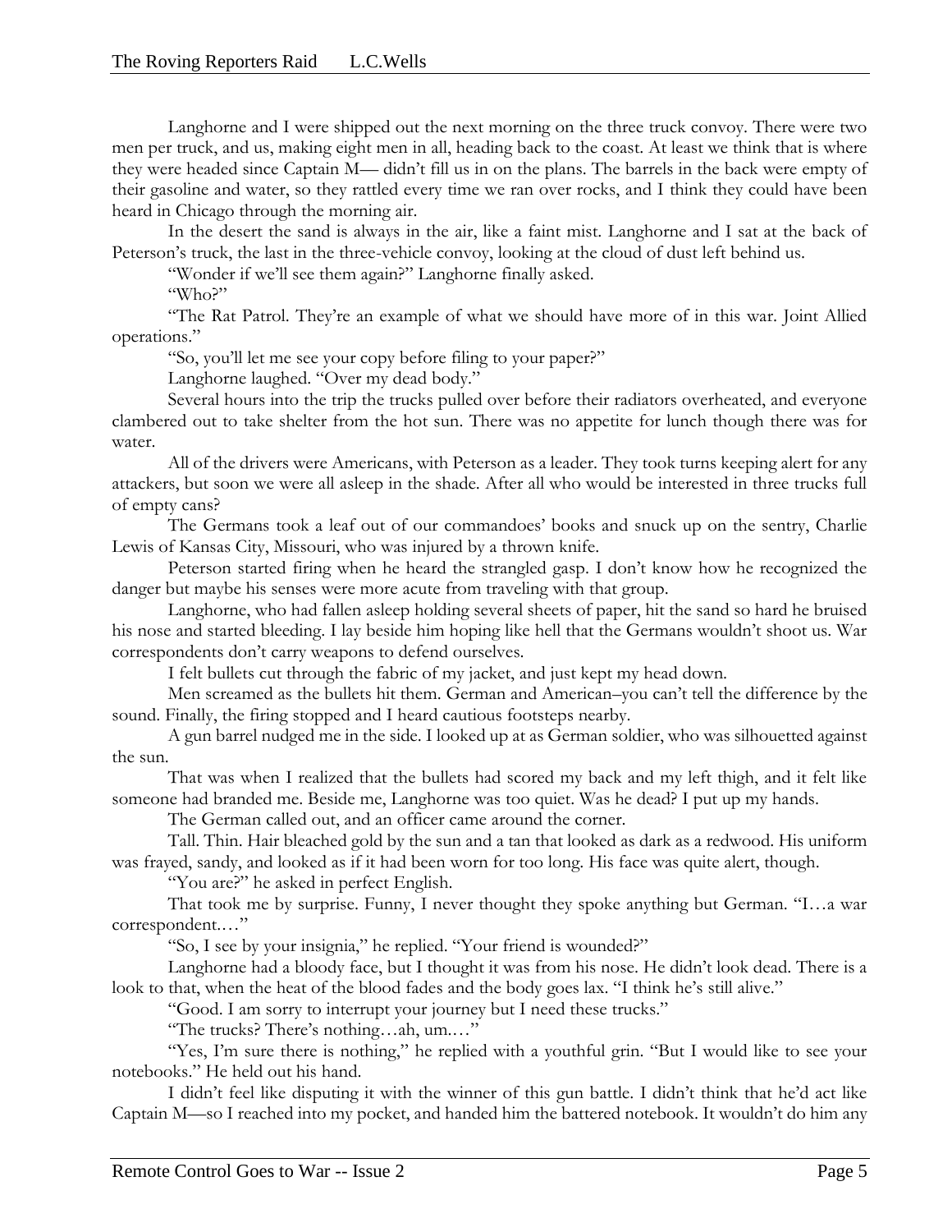Langhorne and I were shipped out the next morning on the three truck convoy. There were two men per truck, and us, making eight men in all, heading back to the coast. At least we think that is where they were headed since Captain M— didn't fill us in on the plans. The barrels in the back were empty of their gasoline and water, so they rattled every time we ran over rocks, and I think they could have been heard in Chicago through the morning air.

In the desert the sand is always in the air, like a faint mist. Langhorne and I sat at the back of Peterson's truck, the last in the three-vehicle convoy, looking at the cloud of dust left behind us.

"Wonder if we'll see them again?" Langhorne finally asked.

"Who?"

"The Rat Patrol. They're an example of what we should have more of in this war. Joint Allied operations."

"So, you'll let me see your copy before filing to your paper?"

Langhorne laughed. "Over my dead body."

Several hours into the trip the trucks pulled over before their radiators overheated, and everyone clambered out to take shelter from the hot sun. There was no appetite for lunch though there was for water.

All of the drivers were Americans, with Peterson as a leader. They took turns keeping alert for any attackers, but soon we were all asleep in the shade. After all who would be interested in three trucks full of empty cans?

The Germans took a leaf out of our commandoes' books and snuck up on the sentry, Charlie Lewis of Kansas City, Missouri, who was injured by a thrown knife.

Peterson started firing when he heard the strangled gasp. I don't know how he recognized the danger but maybe his senses were more acute from traveling with that group.

Langhorne, who had fallen asleep holding several sheets of paper, hit the sand so hard he bruised his nose and started bleeding. I lay beside him hoping like hell that the Germans wouldn't shoot us. War correspondents don't carry weapons to defend ourselves.

I felt bullets cut through the fabric of my jacket, and just kept my head down.

Men screamed as the bullets hit them. German and American–you can't tell the difference by the sound. Finally, the firing stopped and I heard cautious footsteps nearby.

A gun barrel nudged me in the side. I looked up at as German soldier, who was silhouetted against the sun.

That was when I realized that the bullets had scored my back and my left thigh, and it felt like someone had branded me. Beside me, Langhorne was too quiet. Was he dead? I put up my hands.

The German called out, and an officer came around the corner.

Tall. Thin. Hair bleached gold by the sun and a tan that looked as dark as a redwood. His uniform was frayed, sandy, and looked as if it had been worn for too long. His face was quite alert, though.

"You are?" he asked in perfect English.

That took me by surprise. Funny, I never thought they spoke anything but German. "I…a war correspondent.…"

"So, I see by your insignia," he replied. "Your friend is wounded?"

Langhorne had a bloody face, but I thought it was from his nose. He didn't look dead. There is a look to that, when the heat of the blood fades and the body goes lax. "I think he's still alive."

"Good. I am sorry to interrupt your journey but I need these trucks."

"The trucks? There's nothing…ah, um.…"

"Yes, I'm sure there is nothing," he replied with a youthful grin. "But I would like to see your notebooks." He held out his hand.

I didn't feel like disputing it with the winner of this gun battle. I didn't think that he'd act like Captain M—so I reached into my pocket, and handed him the battered notebook. It wouldn't do him any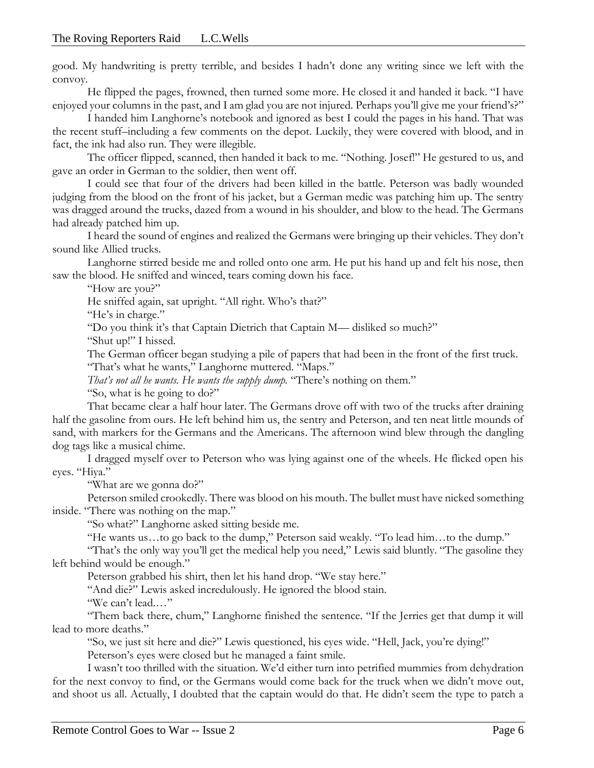good. My handwriting is pretty terrible, and besides I hadn't done any writing since we left with the convoy.

He flipped the pages, frowned, then turned some more. He closed it and handed it back. "I have enjoyed your columns in the past, and I am glad you are not injured. Perhaps you'll give me your friend's?"

I handed him Langhorne's notebook and ignored as best I could the pages in his hand. That was the recent stuff–including a few comments on the depot. Luckily, they were covered with blood, and in fact, the ink had also run. They were illegible.

The officer flipped, scanned, then handed it back to me. "Nothing. Josef!" He gestured to us, and gave an order in German to the soldier, then went off.

I could see that four of the drivers had been killed in the battle. Peterson was badly wounded judging from the blood on the front of his jacket, but a German medic was patching him up. The sentry was dragged around the trucks, dazed from a wound in his shoulder, and blow to the head. The Germans had already patched him up.

I heard the sound of engines and realized the Germans were bringing up their vehicles. They don't sound like Allied trucks.

Langhorne stirred beside me and rolled onto one arm. He put his hand up and felt his nose, then saw the blood. He sniffed and winced, tears coming down his face.

"How are you?"

He sniffed again, sat upright. "All right. Who's that?"

"He's in charge."

"Do you think it's that Captain Dietrich that Captain M— disliked so much?"

"Shut up!" I hissed.

The German officer began studying a pile of papers that had been in the front of the first truck.

"That's what he wants," Langhorne muttered. "Maps."

*That's not all he wants. He wants the supply dump.* "There's nothing on them."

"So, what is he going to do?"

That became clear a half hour later. The Germans drove off with two of the trucks after draining half the gasoline from ours. He left behind him us, the sentry and Peterson, and ten neat little mounds of sand, with markers for the Germans and the Americans. The afternoon wind blew through the dangling dog tags like a musical chime.

I dragged myself over to Peterson who was lying against one of the wheels. He flicked open his eyes. "Hiya."

"What are we gonna do?"

Peterson smiled crookedly. There was blood on his mouth. The bullet must have nicked something inside. "There was nothing on the map."

"So what?" Langhorne asked sitting beside me.

"He wants us…to go back to the dump," Peterson said weakly. "To lead him…to the dump."

"That's the only way you'll get the medical help you need," Lewis said bluntly. "The gasoline they left behind would be enough."

Peterson grabbed his shirt, then let his hand drop. "We stay here."

"And die?" Lewis asked incredulously. He ignored the blood stain.

"We can't lead.…"

"Them back there, chum," Langhorne finished the sentence. "If the Jerries get that dump it will lead to more deaths."

"So, we just sit here and die?" Lewis questioned, his eyes wide. "Hell, Jack, you're dying!"

Peterson's eyes were closed but he managed a faint smile.

I wasn't too thrilled with the situation. We'd either turn into petrified mummies from dehydration for the next convoy to find, or the Germans would come back for the truck when we didn't move out, and shoot us all. Actually, I doubted that the captain would do that. He didn't seem the type to patch a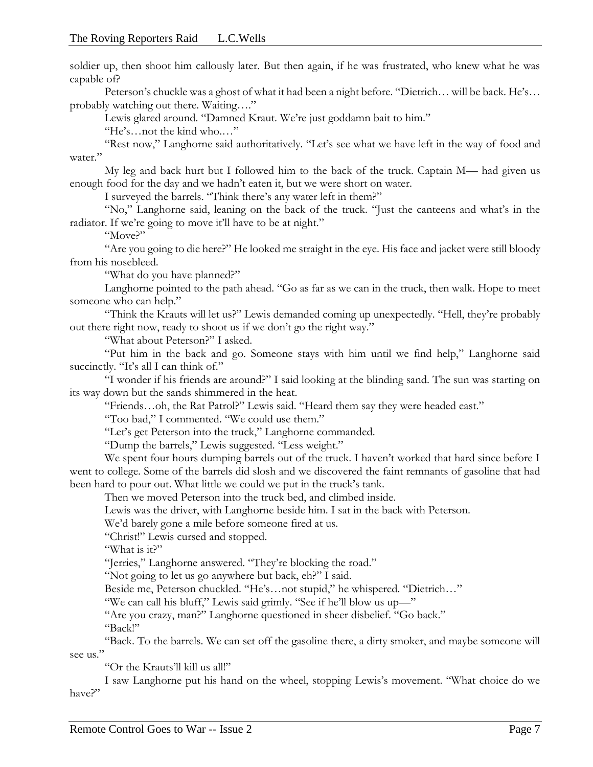soldier up, then shoot him callously later. But then again, if he was frustrated, who knew what he was capable of?

Peterson's chuckle was a ghost of what it had been a night before. "Dietrich… will be back. He's… probably watching out there. Waiting…."

Lewis glared around. "Damned Kraut. We're just goddamn bait to him."

"He's…not the kind who.…"

"Rest now," Langhorne said authoritatively. "Let's see what we have left in the way of food and water."

My leg and back hurt but I followed him to the back of the truck. Captain M— had given us enough food for the day and we hadn't eaten it, but we were short on water.

I surveyed the barrels. "Think there's any water left in them?"

"No," Langhorne said, leaning on the back of the truck. "Just the canteens and what's in the radiator. If we're going to move it'll have to be at night."

"Move?"

"Are you going to die here?" He looked me straight in the eye. His face and jacket were still bloody from his nosebleed.

"What do you have planned?"

Langhorne pointed to the path ahead. "Go as far as we can in the truck, then walk. Hope to meet someone who can help."

"Think the Krauts will let us?" Lewis demanded coming up unexpectedly. "Hell, they're probably out there right now, ready to shoot us if we don't go the right way."

"What about Peterson?" I asked.

"Put him in the back and go. Someone stays with him until we find help," Langhorne said succinctly. "It's all I can think of."

"I wonder if his friends are around?" I said looking at the blinding sand. The sun was starting on its way down but the sands shimmered in the heat.

"Friends…oh, the Rat Patrol?" Lewis said. "Heard them say they were headed east."

"Too bad," I commented. "We could use them."

"Let's get Peterson into the truck," Langhorne commanded.

"Dump the barrels," Lewis suggested. "Less weight."

We spent four hours dumping barrels out of the truck. I haven't worked that hard since before I went to college. Some of the barrels did slosh and we discovered the faint remnants of gasoline that had been hard to pour out. What little we could we put in the truck's tank.

Then we moved Peterson into the truck bed, and climbed inside.

Lewis was the driver, with Langhorne beside him. I sat in the back with Peterson.

We'd barely gone a mile before someone fired at us.

"Christ!" Lewis cursed and stopped.

"What is it?"

"Jerries," Langhorne answered. "They're blocking the road."

"Not going to let us go anywhere but back, eh?" I said.

Beside me, Peterson chuckled. "He's…not stupid," he whispered. "Dietrich…"

"We can call his bluff," Lewis said grimly. "See if he'll blow us up—"

"Are you crazy, man?" Langhorne questioned in sheer disbelief. "Go back."

"Back!"

"Back. To the barrels. We can set off the gasoline there, a dirty smoker, and maybe someone will see us."

"Or the Krauts'll kill us all!"

I saw Langhorne put his hand on the wheel, stopping Lewis's movement. "What choice do we have?"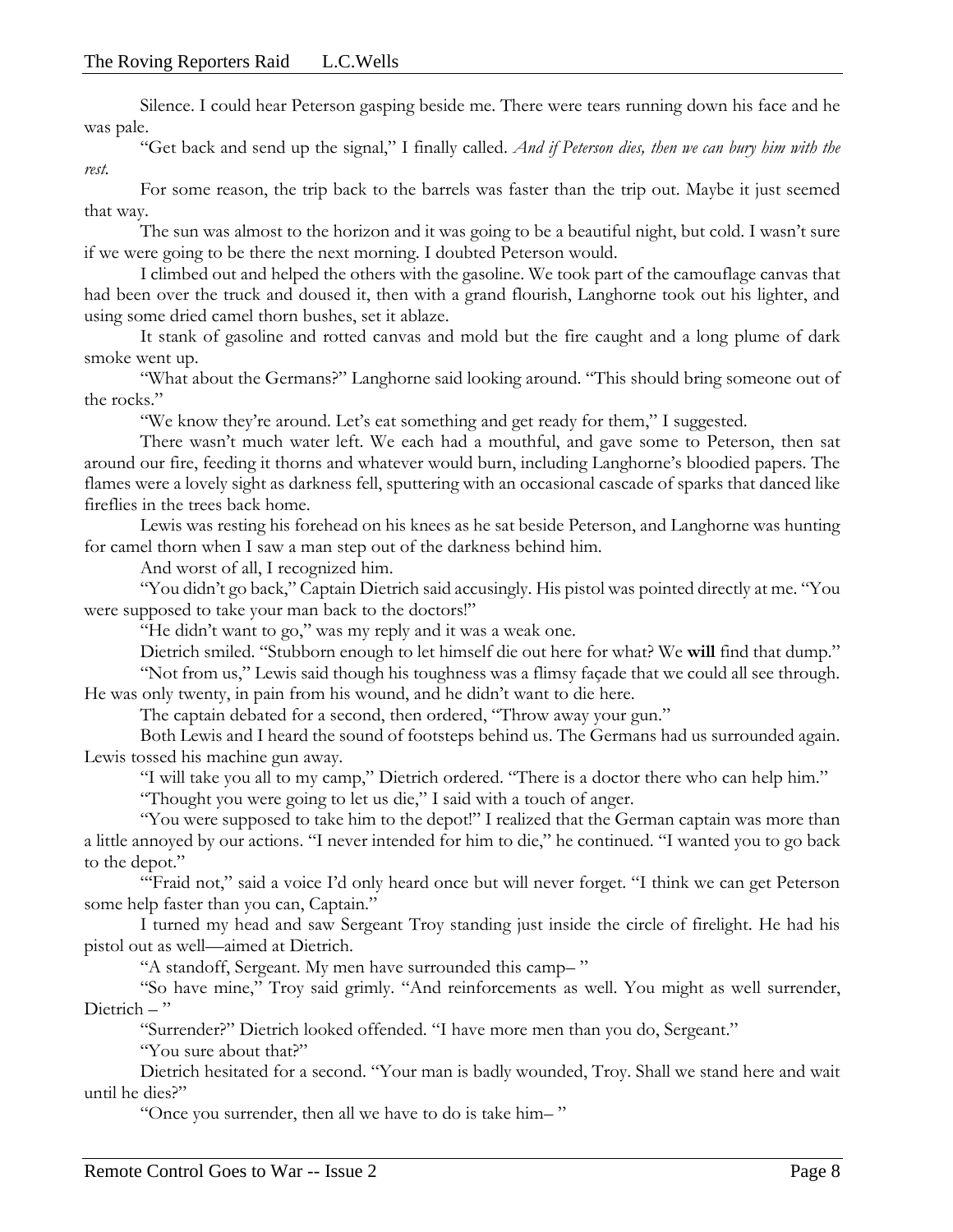Silence. I could hear Peterson gasping beside me. There were tears running down his face and he was pale.

"Get back and send up the signal," I finally called. *And if Peterson dies, then we can bury him with the rest.*

For some reason, the trip back to the barrels was faster than the trip out. Maybe it just seemed that way.

The sun was almost to the horizon and it was going to be a beautiful night, but cold. I wasn't sure if we were going to be there the next morning. I doubted Peterson would.

I climbed out and helped the others with the gasoline. We took part of the camouflage canvas that had been over the truck and doused it, then with a grand flourish, Langhorne took out his lighter, and using some dried camel thorn bushes, set it ablaze.

It stank of gasoline and rotted canvas and mold but the fire caught and a long plume of dark smoke went up.

"What about the Germans?" Langhorne said looking around. "This should bring someone out of the rocks."

"We know they're around. Let's eat something and get ready for them," I suggested.

There wasn't much water left. We each had a mouthful, and gave some to Peterson, then sat around our fire, feeding it thorns and whatever would burn, including Langhorne's bloodied papers. The flames were a lovely sight as darkness fell, sputtering with an occasional cascade of sparks that danced like fireflies in the trees back home.

Lewis was resting his forehead on his knees as he sat beside Peterson, and Langhorne was hunting for camel thorn when I saw a man step out of the darkness behind him.

And worst of all, I recognized him.

"You didn't go back," Captain Dietrich said accusingly. His pistol was pointed directly at me. "You were supposed to take your man back to the doctors!"

"He didn't want to go," was my reply and it was a weak one.

Dietrich smiled. "Stubborn enough to let himself die out here for what? We **will** find that dump."

"Not from us," Lewis said though his toughness was a flimsy façade that we could all see through. He was only twenty, in pain from his wound, and he didn't want to die here.

The captain debated for a second, then ordered, "Throw away your gun."

Both Lewis and I heard the sound of footsteps behind us. The Germans had us surrounded again. Lewis tossed his machine gun away.

"I will take you all to my camp," Dietrich ordered. "There is a doctor there who can help him."

"Thought you were going to let us die," I said with a touch of anger.

"You were supposed to take him to the depot!" I realized that the German captain was more than a little annoyed by our actions. "I never intended for him to die," he continued. "I wanted you to go back to the depot."

"'Fraid not," said a voice I'd only heard once but will never forget. "I think we can get Peterson some help faster than you can, Captain."

I turned my head and saw Sergeant Troy standing just inside the circle of firelight. He had his pistol out as well—aimed at Dietrich.

"A standoff, Sergeant. My men have surrounded this camp– "

"So have mine," Troy said grimly. "And reinforcements as well. You might as well surrender, Dietrich – "

"Surrender?" Dietrich looked offended. "I have more men than you do, Sergeant."

"You sure about that?"

Dietrich hesitated for a second. "Your man is badly wounded, Troy. Shall we stand here and wait until he dies?"

"Once you surrender, then all we have to do is take him– "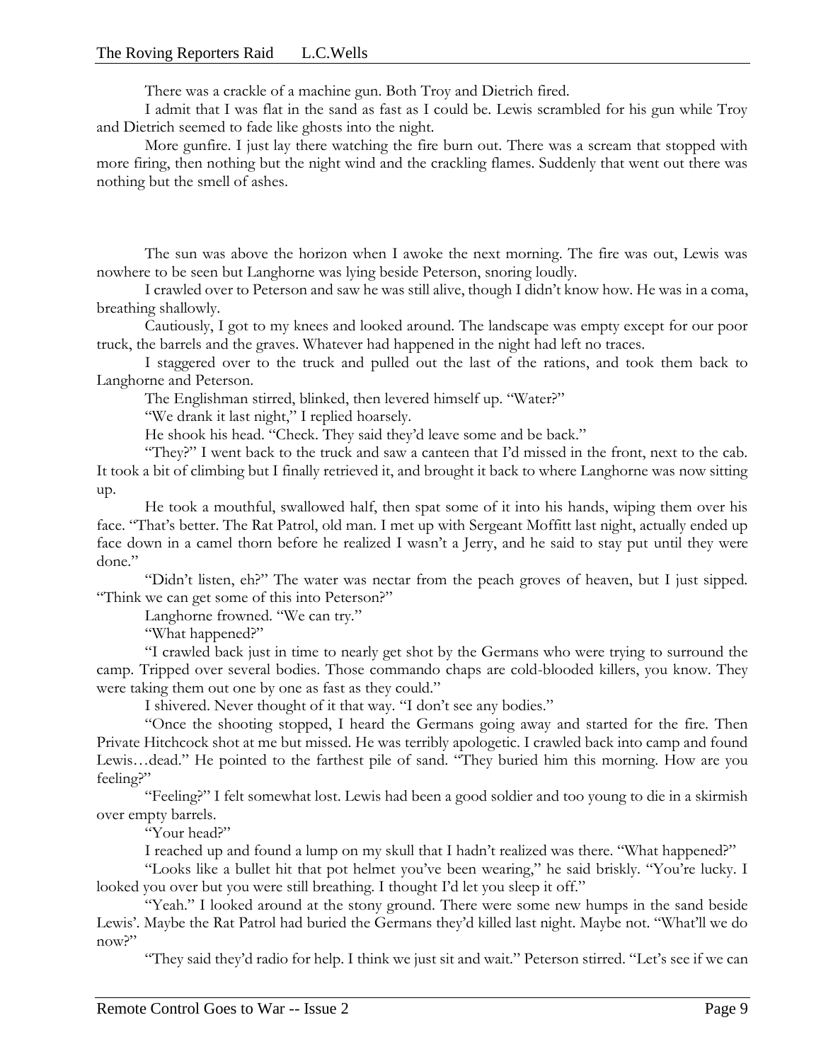There was a crackle of a machine gun. Both Troy and Dietrich fired.

I admit that I was flat in the sand as fast as I could be. Lewis scrambled for his gun while Troy and Dietrich seemed to fade like ghosts into the night.

More gunfire. I just lay there watching the fire burn out. There was a scream that stopped with more firing, then nothing but the night wind and the crackling flames. Suddenly that went out there was nothing but the smell of ashes.

The sun was above the horizon when I awoke the next morning. The fire was out, Lewis was nowhere to be seen but Langhorne was lying beside Peterson, snoring loudly.

I crawled over to Peterson and saw he was still alive, though I didn't know how. He was in a coma, breathing shallowly.

Cautiously, I got to my knees and looked around. The landscape was empty except for our poor truck, the barrels and the graves. Whatever had happened in the night had left no traces.

I staggered over to the truck and pulled out the last of the rations, and took them back to Langhorne and Peterson.

The Englishman stirred, blinked, then levered himself up. "Water?"

"We drank it last night," I replied hoarsely.

He shook his head. "Check. They said they'd leave some and be back."

"They?" I went back to the truck and saw a canteen that I'd missed in the front, next to the cab. It took a bit of climbing but I finally retrieved it, and brought it back to where Langhorne was now sitting up.

He took a mouthful, swallowed half, then spat some of it into his hands, wiping them over his face. "That's better. The Rat Patrol, old man. I met up with Sergeant Moffitt last night, actually ended up face down in a camel thorn before he realized I wasn't a Jerry, and he said to stay put until they were done."

"Didn't listen, eh?" The water was nectar from the peach groves of heaven, but I just sipped. "Think we can get some of this into Peterson?"

Langhorne frowned. "We can try."

"What happened?"

"I crawled back just in time to nearly get shot by the Germans who were trying to surround the camp. Tripped over several bodies. Those commando chaps are cold-blooded killers, you know. They were taking them out one by one as fast as they could."

I shivered. Never thought of it that way. "I don't see any bodies."

"Once the shooting stopped, I heard the Germans going away and started for the fire. Then Private Hitchcock shot at me but missed. He was terribly apologetic. I crawled back into camp and found Lewis…dead." He pointed to the farthest pile of sand. "They buried him this morning. How are you feeling?"

"Feeling?" I felt somewhat lost. Lewis had been a good soldier and too young to die in a skirmish over empty barrels.

"Your head?"

I reached up and found a lump on my skull that I hadn't realized was there. "What happened?"

"Looks like a bullet hit that pot helmet you've been wearing," he said briskly. "You're lucky. I looked you over but you were still breathing. I thought I'd let you sleep it off."

"Yeah." I looked around at the stony ground. There were some new humps in the sand beside Lewis'. Maybe the Rat Patrol had buried the Germans they'd killed last night. Maybe not. "What'll we do now?"

"They said they'd radio for help. I think we just sit and wait." Peterson stirred. "Let's see if we can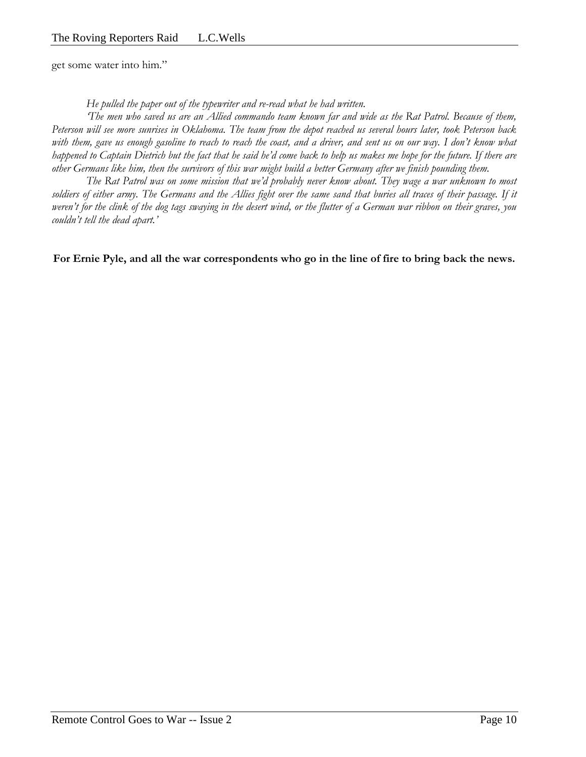get some water into him."

*He pulled the paper out of the typewriter and re-read what he had written.*

*'The men who saved us are an Allied commando team known far and wide as the Rat Patrol. Because of them, Peterson will see more sunrises in Oklahoma. The team from the depot reached us several hours later, took Peterson back with them, gave us enough gasoline to reach to reach the coast, and a driver, and sent us on our way. I don't know what happened to Captain Dietrich but the fact that he said he'd come back to help us makes me hope for the future. If there are other Germans like him, then the survivors of this war might build a better Germany after we finish pounding them.*

*The Rat Patrol was on some mission that we'd probably never know about. They wage a war unknown to most soldiers of either army. The Germans and the Allies fight over the same sand that buries all traces of their passage. If it weren't for the clink of the dog tags swaying in the desert wind, or the flutter of a German war ribbon on their graves, you couldn't tell the dead apart.'*

**For Ernie Pyle, and all the war correspondents who go in the line of fire to bring back the news.**